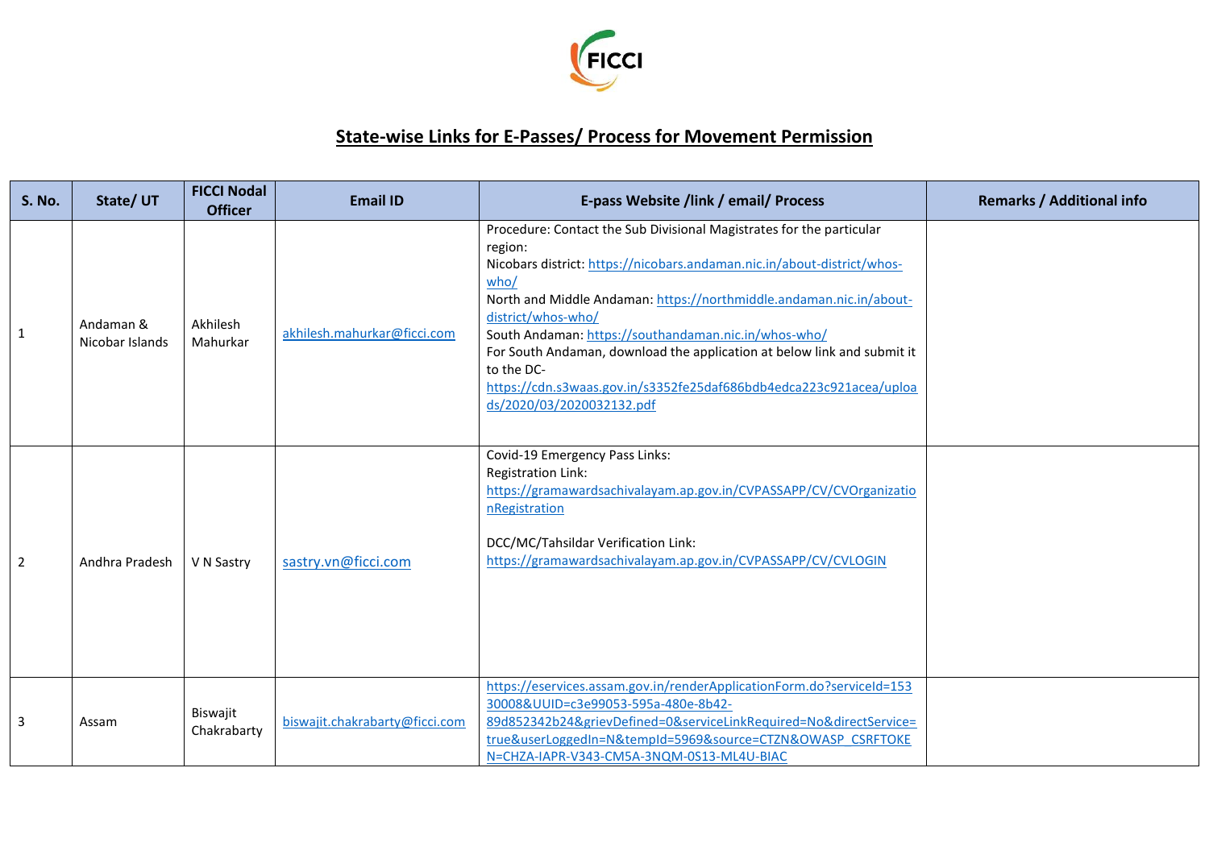FICCI

# State-wise Links for E-Passes/ Process for Movement Permission

| S. No. | State/ UT | FICCI Nodal Officer | Email ID | E-pass Website /link / email/ Process | Remarks / Additional info |
|---|---|---|---|---|---|
| 1 | Andaman & Nicobar Islands | Akhilesh Mahurkar | akhilesh.mahurkar@ficci.com | Procedure: Contact the Sub Divisional Magistrates for the particular region:<br>Nicobars district: https://nicobars.andaman.nic.in/about-district/whos-who/<br>North and Middle Andaman: https://northmiddle.andaman.nic.in/about-district/whos-who/<br>South Andaman: https://southandaman.nic.in/whos-who/<br>For South Andaman, download the application at below link and submit it to the DC- https://cdn.s3waas.gov.in/s3352fe25daf686bdb4edca223c921acea/uploads/2020/03/2020032132.pdf | |
| 2 | Andhra Pradesh | V N Sastry | sastry.vn@ficci.com | Covid-19 Emergency Pass Links:<br>Registration Link:<br>https://gramawardsachivalayam.ap.gov.in/CVPASSAPP/CV/CVOrganizationRegistration<br><br>DCC/MC/Tahsildar Verification Link:<br>https://gramawardsachivalayam.ap.gov.in/CVPASSAPP/CV/CVLOGIN | |
| 3 | Assam | Biswajit Chakrabarty | biswajit.chakrabarty@ficci.com | https://eservices.assam.gov.in/renderApplicationForm.do?serviceId=15330008&UUID=c3e99053-595a-480e-8b42-89d852342b24&grievDefined=0&serviceLinkRequired=No&directService=true&userLoggedIn=N&tempId=5969&source=CTZN&OWASP_CSRFTOKEN=CHZA-IAPR-V343-CM5A-3NQM-0S13-ML4U-BIAC | |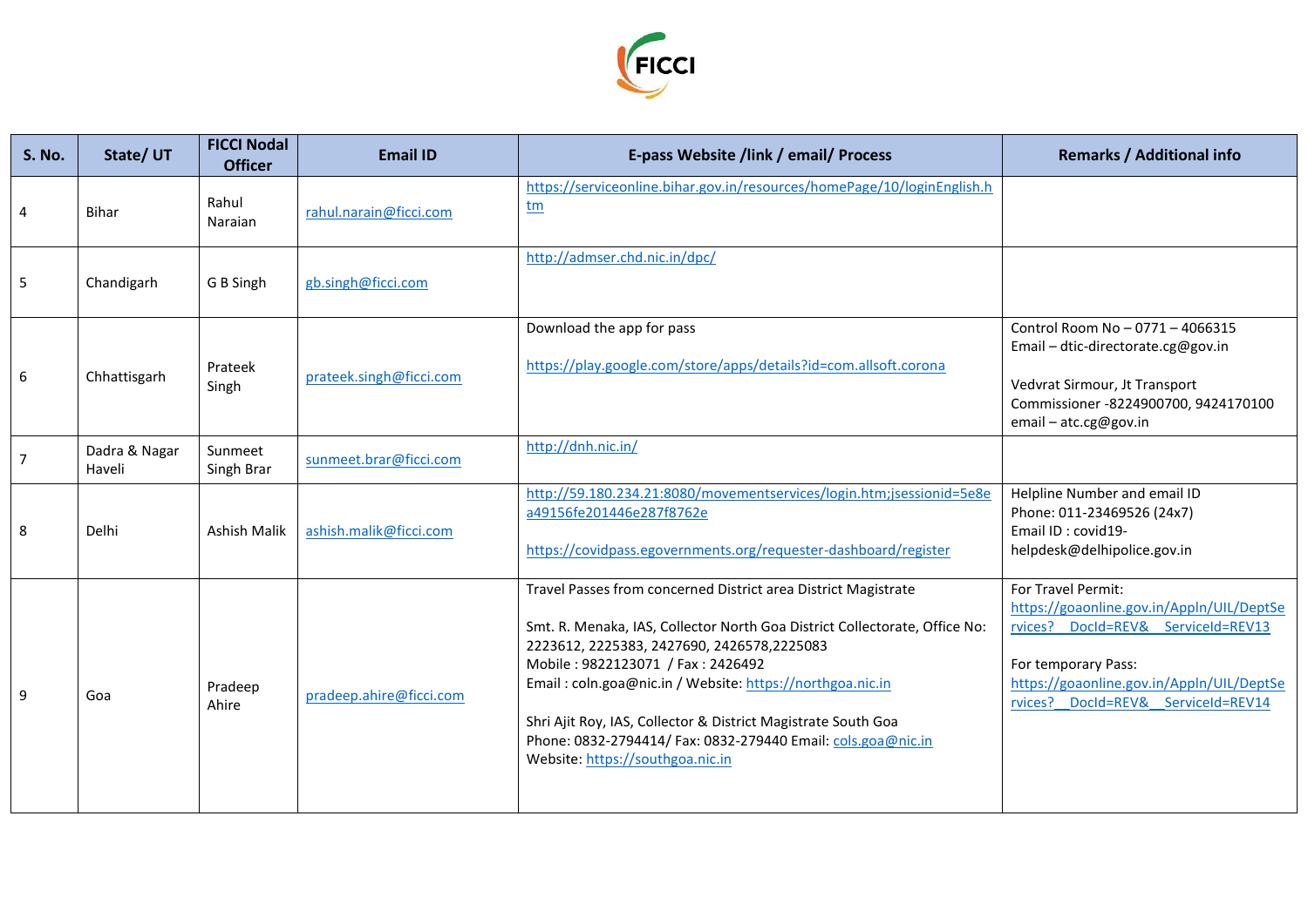| S. No. | State/ UT | FICCI Nodal Officer | Email ID | E-pass Website /link / email/ Process | Remarks / Additional info |
|---|---|---|---|---|---|
| 4 | Bihar | Rahul Naraian | rahul.narain@ficci.com | https://serviceonline.bihar.gov.in/resources/homePage/10/loginEnglish.htm | |
| 5 | Chandigarh | G B Singh | gb.singh@ficci.com | http://admser.chd.nic.in/dpc/ | |
| 6 | Chhattisgarh | Prateek Singh | prateek.singh@ficci.com | Download the app for pass<br><br>https://play.google.com/store/apps/details?id=com.allsoft.corona | Control Room No – 0771 – 4066315<br>Email – dtic-directorate.cg@gov.in<br><br>Vedvrat Sirmour, Jt Transport Commissioner -8224900700, 9424170100<br>email – atc.cg@gov.in |
| 7 | Dadra & Nagar Haveli | Sunmeet Singh Brar | sunmeet.brar@ficci.com | http://dnh.nic.in/ | |
| 8 | Delhi | Ashish Malik | ashish.malik@ficci.com | http://59.180.234.21:8080/movementservices/login.htm;jsessionid=5e8ea49156fe201446e287f8762e<br><br>https://covidpass.egovernments.org/requester-dashboard/register | Helpline Number and email ID<br>Phone: 011-23469526 (24x7)<br>Email ID : covid19-helpdesk@delhipolice.gov.in |
| 9 | Goa | Pradeep Ahire | pradeep.ahire@ficci.com | Travel Passes from concerned District area District Magistrate<br><br>Smt. R. Menaka, IAS, Collector North Goa District Collectorate, Office No: 2223612, 2225383, 2427690, 2426578,2225083<br>Mobile : 9822123071 / Fax : 2426492<br>Email : coln.goa@nic.in / Website: https://northgoa.nic.in<br><br>Shri Ajit Roy, IAS, Collector & District Magistrate South Goa<br>Phone: 0832-2794414/ Fax: 0832-279440 Email: cols.goa@nic.in<br>Website: https://southgoa.nic.in | For Travel Permit:<br>https://goaonline.gov.in/Appln/UIL/DeptServices?__DocId=REV&__ServiceId=REV13<br><br>For temporary Pass:<br>https://goaonline.gov.in/Appln/UIL/DeptServices?__DocId=REV&__ServiceId=REV14 |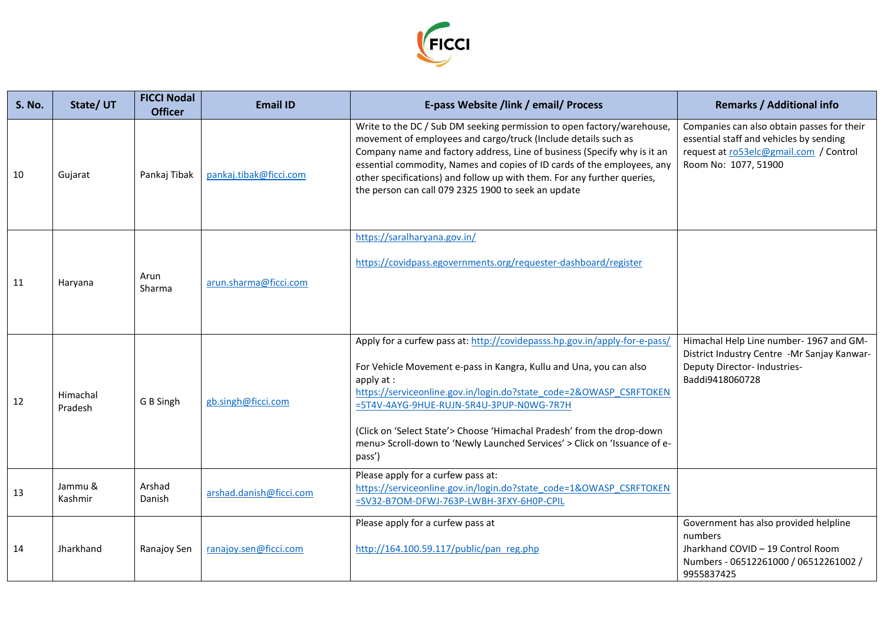| S. No. | State/ UT | FICCI Nodal Officer | Email ID | E-pass Website /link / email/ Process | Remarks / Additional info |
|---|---|---|---|---|---|
| 10 | Gujarat | Pankaj Tibak | pankaj.tibak@ficci.com | Write to the DC / Sub DM seeking permission to open factory/warehouse, movement of employees and cargo/truck (Include details such as Company name and factory address, Line of business (Specify why is it an essential commodity, Names and copies of ID cards of the employees, any other specifications) and follow up with them. For any further queries, the person can call 079 2325 1900 to seek an update | Companies can also obtain passes for their essential staff and vehicles by sending request at ro53elc@gmail.com / Control Room No: 1077, 51900 |
| 11 | Haryana | Arun Sharma | arun.sharma@ficci.com | https://saralharyana.gov.in/<br><br>https://covidpass.egovernments.org/requester-dashboard/register | |
| 12 | Himachal Pradesh | G B Singh | gb.singh@ficci.com | Apply for a curfew pass at: http://covidepasss.hp.gov.in/apply-for-e-pass/<br><br>For Vehicle Movement e-pass in Kangra, Kullu and Una, you can also apply at : https://serviceonline.gov.in/login.do?state_code=2&OWASP_CSRFTOKEN=5T4V-4AYG-9HUE-RUJN-5R4U-3PUP-N0WG-7R7H<br><br>(Click on 'Select State'> Choose 'Himachal Pradesh' from the drop-down menu> Scroll-down to 'Newly Launched Services' > Click on 'Issuance of e-pass') | Himachal Help Line number- 1967 and GM-District Industry Centre -Mr Sanjay Kanwar-Deputy Director- Industries-Baddi9418060728 |
| 13 | Jammu & Kashmir | Arshad Danish | arshad.danish@ficci.com | Please apply for a curfew pass at: https://serviceonline.gov.in/login.do?state_code=1&OWASP_CSRFTOKEN=SV32-B7OM-DFWJ-763P-LWBH-3FXY-6H0P-CPIL | |
| 14 | Jharkhand | Ranajoy Sen | ranajoy.sen@ficci.com | Please apply for a curfew pass at<br><br>http://164.100.59.117/public/pan_reg.php | Government has also provided helpline numbers<br>Jharkhand COVID – 19 Control Room Numbers - 06512261000 / 06512261002 / 9955837425 |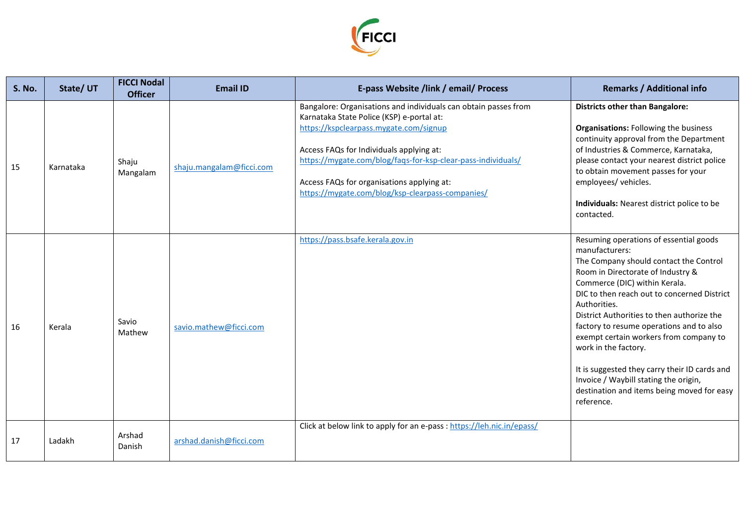| S. No. | State/ UT | FICCI Nodal Officer | Email ID | E-pass Website /link / email/ Process | Remarks / Additional info |
|---|---|---|---|---|---|
| 15 | Karnataka | Shaju Mangalam | shaju.mangalam@ficci.com | Bangalore: Organisations and individuals can obtain passes from Karnataka State Police (KSP) e-portal at: https://kspclearpass.mygate.com/signup<br><br>Access FAQs for Individuals applying at: https://mygate.com/blog/faqs-for-ksp-clear-pass-individuals/<br><br>Access FAQs for organisations applying at: https://mygate.com/blog/ksp-clearpass-companies/ | **Districts other than Bangalore:**<br><br>**Organisations:** Following the business continuity approval from the Department of Industries & Commerce, Karnataka, please contact your nearest district police to obtain movement passes for your employees/ vehicles.<br><br>**Individuals:** Nearest district police to be contacted. |
| 16 | Kerala | Savio Mathew | savio.mathew@ficci.com | https://pass.bsafe.kerala.gov.in | Resuming operations of essential goods manufacturers:<br>The Company should contact the Control Room in Directorate of Industry & Commerce (DIC) within Kerala.<br>DIC to then reach out to concerned District Authorities.<br>District Authorities to then authorize the factory to resume operations and to also exempt certain workers from company to work in the factory.<br><br>It is suggested they carry their ID cards and Invoice / Waybill stating the origin, destination and items being moved for easy reference. |
| 17 | Ladakh | Arshad Danish | arshad.danish@ficci.com | Click at below link to apply for an e-pass : https://leh.nic.in/epass/ | |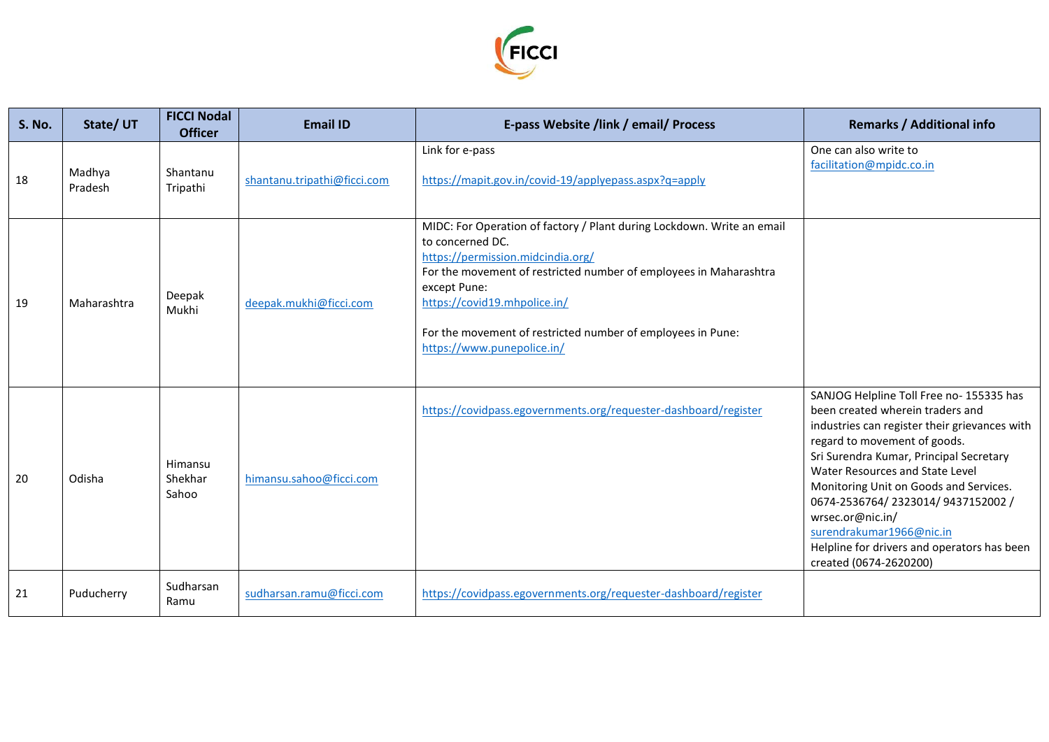| S. No. | State/ UT | FICCI Nodal Officer | Email ID | E-pass Website /link / email/ Process | Remarks / Additional info |
|---|---|---|---|---|---|
| 18 | Madhya Pradesh | Shantanu Tripathi | shantanu.tripathi@ficci.com | Link for e-pass<br><br>https://mapit.gov.in/covid-19/applyepass.aspx?q=apply | One can also write to facilitation@mpidc.co.in |
| 19 | Maharashtra | Deepak Mukhi | deepak.mukhi@ficci.com | MIDC: For Operation of factory / Plant during Lockdown. Write an email to concerned DC.<br>https://permission.midcindia.org/<br>For the movement of restricted number of employees in Maharashtra except Pune:<br>https://covid19.mhpolice.in/<br><br>For the movement of restricted number of employees in Pune:<br>https://www.punepolice.in/ | |
| 20 | Odisha | Himansu Shekhar Sahoo | himansu.sahoo@ficci.com | https://covidpass.egovernments.org/requester-dashboard/register | SANJOG Helpline Toll Free no- 155335 has been created wherein traders and industries can register their grievances with regard to movement of goods.<br>Sri Surendra Kumar, Principal Secretary Water Resources and State Level Monitoring Unit on Goods and Services. 0674-2536764/ 2323014/ 9437152002 / wrsec.or@nic.in/ surendrakumar1966@nic.in<br>Helpline for drivers and operators has been created (0674-2620200) |
| 21 | Puducherry | Sudharsan Ramu | sudharsan.ramu@ficci.com | https://covidpass.egovernments.org/requester-dashboard/register | |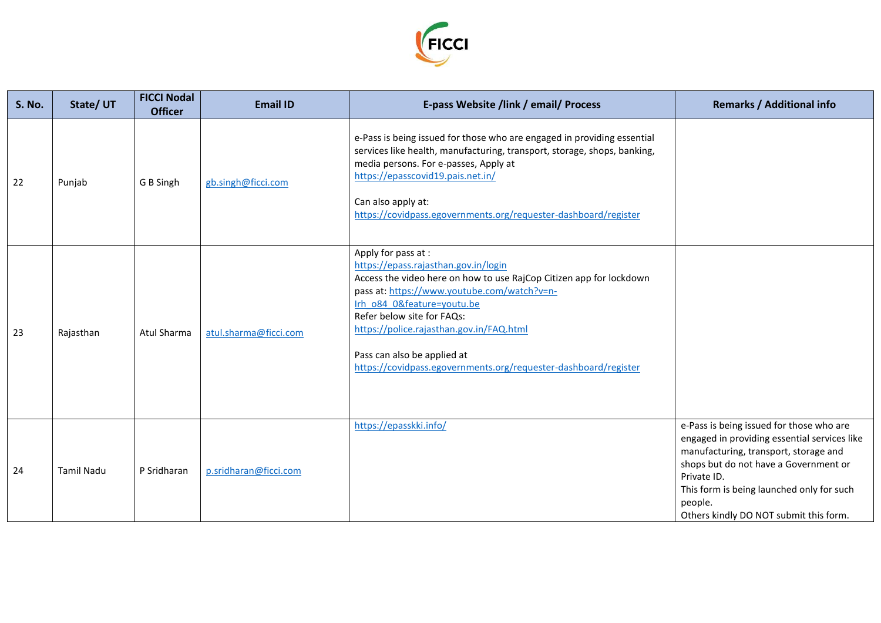| S. No. | State/ UT | FICCI Nodal Officer | Email ID | E-pass Website /link / email/ Process | Remarks / Additional info |
|---|---|---|---|---|---|
| 22 | Punjab | G B Singh | gb.singh@ficci.com | e-Pass is being issued for those who are engaged in providing essential services like health, manufacturing, transport, storage, shops, banking, media persons. For e-passes, Apply at https://epasscovid19.pais.net.in/ <br><br> Can also apply at: https://covidpass.egovernments.org/requester-dashboard/register | |
| 23 | Rajasthan | Atul Sharma | atul.sharma@ficci.com | Apply for pass at : https://epass.rajasthan.gov.in/login <br> Access the video here on how to use RajCop Citizen app for lockdown pass at: https://www.youtube.com/watch?v=n-Irh_o84_0&feature=youtu.be <br> Refer below site for FAQs: https://police.rajasthan.gov.in/FAQ.html <br><br> Pass can also be applied at https://covidpass.egovernments.org/requester-dashboard/register | |
| 24 | Tamil Nadu | P Sridharan | p.sridharan@ficci.com | https://epasskki.info/ | e-Pass is being issued for those who are engaged in providing essential services like manufacturing, transport, storage and shops but do not have a Government or Private ID. <br> This form is being launched only for such people. <br> Others kindly DO NOT submit this form. |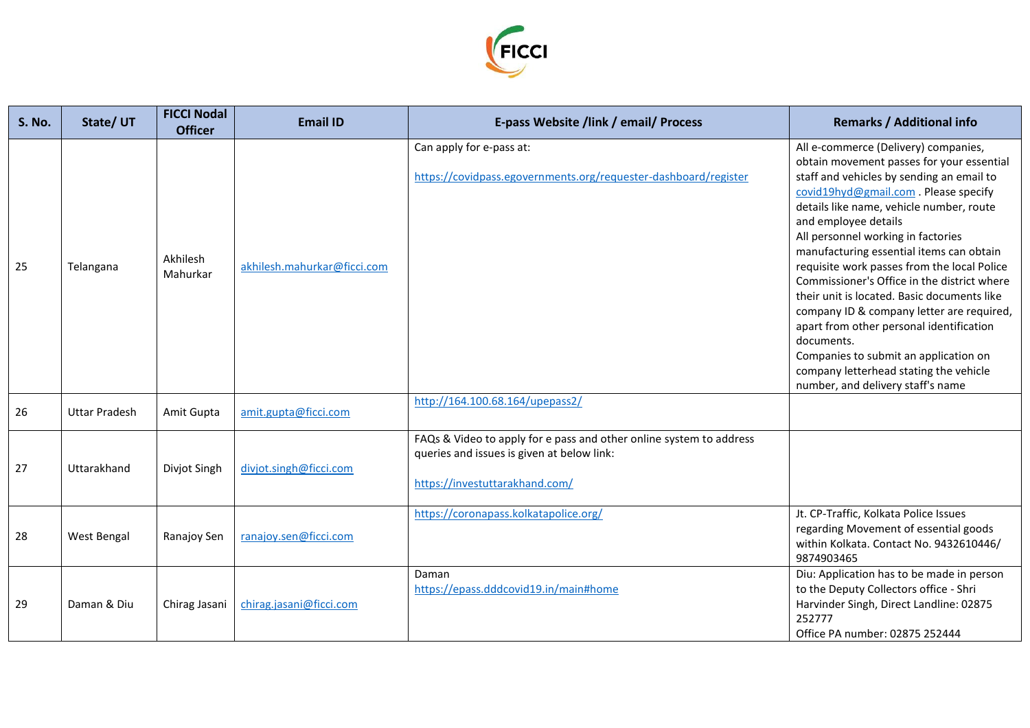| S. No. | State/ UT | FICCI Nodal Officer | Email ID | E-pass Website /link / email/ Process | Remarks / Additional info |
|---|---|---|---|---|---|
| 25 | Telangana | Akhilesh Mahurkar | akhilesh.mahurkar@ficci.com | Can apply for e-pass at:<br><br>https://covidpass.egovernments.org/requester-dashboard/register | All e-commerce (Delivery) companies, obtain movement passes for your essential staff and vehicles by sending an email to covid19hyd@gmail.com . Please specify details like name, vehicle number, route and employee details<br>All personnel working in factories manufacturing essential items can obtain requisite work passes from the local Police Commissioner's Office in the district where their unit is located. Basic documents like company ID & company letter are required, apart from other personal identification documents.<br>Companies to submit an application on company letterhead stating the vehicle number, and delivery staff's name |
| 26 | Uttar Pradesh | Amit Gupta | amit.gupta@ficci.com | http://164.100.68.164/upepass2/ | |
| 27 | Uttarakhand | Divjot Singh | divjot.singh@ficci.com | FAQs & Video to apply for e pass and other online system to address queries and issues is given at below link:<br><br>https://investuttarakhand.com/ | |
| 28 | West Bengal | Ranajoy Sen | ranajoy.sen@ficci.com | https://coronapass.kolkatapolice.org/ | Jt. CP-Traffic, Kolkata Police Issues regarding Movement of essential goods within Kolkata. Contact No. 9432610446/ 9874903465 |
| 29 | Daman & Diu | Chirag Jasani | chirag.jasani@ficci.com | Daman<br>https://epass.dddcovid19.in/main#home | Diu: Application has to be made in person to the Deputy Collectors office - Shri Harvinder Singh, Direct Landline: 02875 252777<br>Office PA number: 02875 252444 |